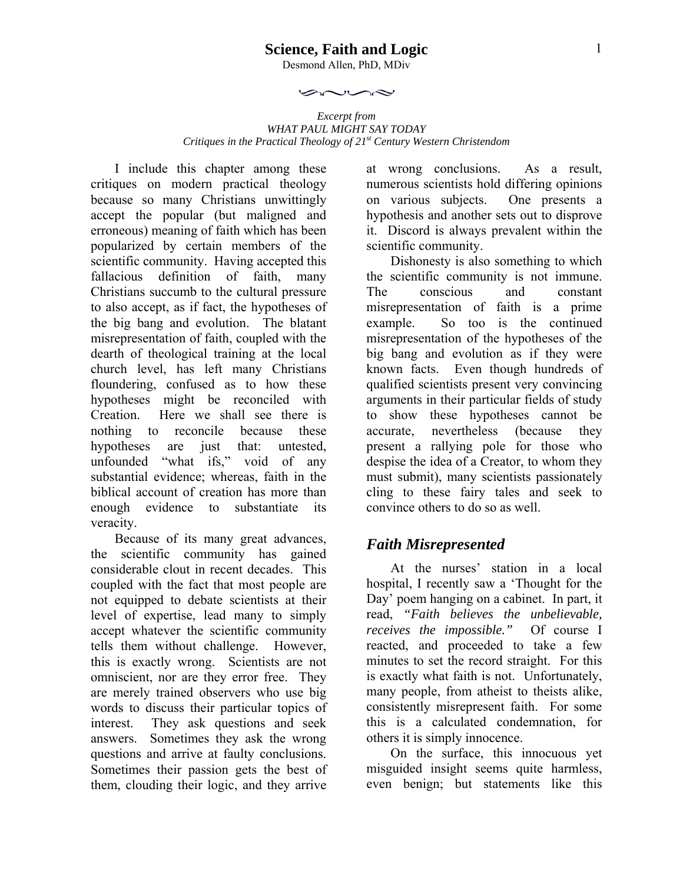# Science, Faith and Logic

Desmond Allen, PhD, MDiv

*Excerpt from*
*WHAT PAUL MIGHT SAY TODAY*
*Critiques in the Practical Theology of 21st Century Western Christendom*

I include this chapter among these critiques on modern practical theology because so many Christians unwittingly accept the popular (but maligned and erroneous) meaning of faith which has been popularized by certain members of the scientific community. Having accepted this fallacious definition of faith, many Christians succumb to the cultural pressure to also accept, as if fact, the hypotheses of the big bang and evolution. The blatant misrepresentation of faith, coupled with the dearth of theological training at the local church level, has left many Christians floundering, confused as to how these hypotheses might be reconciled with Creation. Here we shall see there is nothing to reconcile because these hypotheses are just that: untested, unfounded "what ifs," void of any substantial evidence; whereas, faith in the biblical account of creation has more than enough evidence to substantiate its veracity.

Because of its many great advances, the scientific community has gained considerable clout in recent decades. This coupled with the fact that most people are not equipped to debate scientists at their level of expertise, lead many to simply accept whatever the scientific community tells them without challenge. However, this is exactly wrong. Scientists are not omniscient, nor are they error free. They are merely trained observers who use big words to discuss their particular topics of interest. They ask questions and seek answers. Sometimes they ask the wrong questions and arrive at faulty conclusions. Sometimes their passion gets the best of them, clouding their logic, and they arrive at wrong conclusions. As a result, numerous scientists hold differing opinions on various subjects. One presents a hypothesis and another sets out to disprove it. Discord is always prevalent within the scientific community.

Dishonesty is also something to which the scientific community is not immune. The conscious and constant misrepresentation of faith is a prime example. So too is the continued misrepresentation of the hypotheses of the big bang and evolution as if they were known facts. Even though hundreds of qualified scientists present very convincing arguments in their particular fields of study to show these hypotheses cannot be accurate, nevertheless (because they present a rallying pole for those who despise the idea of a Creator, to whom they must submit), many scientists passionately cling to these fairy tales and seek to convince others to do so as well.

## *Faith Misrepresented*

At the nurses' station in a local hospital, I recently saw a 'Thought for the Day' poem hanging on a cabinet. In part, it read, *"Faith believes the unbelievable, receives the impossible."* Of course I reacted, and proceeded to take a few minutes to set the record straight. For this is exactly what faith is not. Unfortunately, many people, from atheist to theists alike, consistently misrepresent faith. For some this is a calculated condemnation, for others it is simply innocence.

On the surface, this innocuous yet misguided insight seems quite harmless, even benign; but statements like this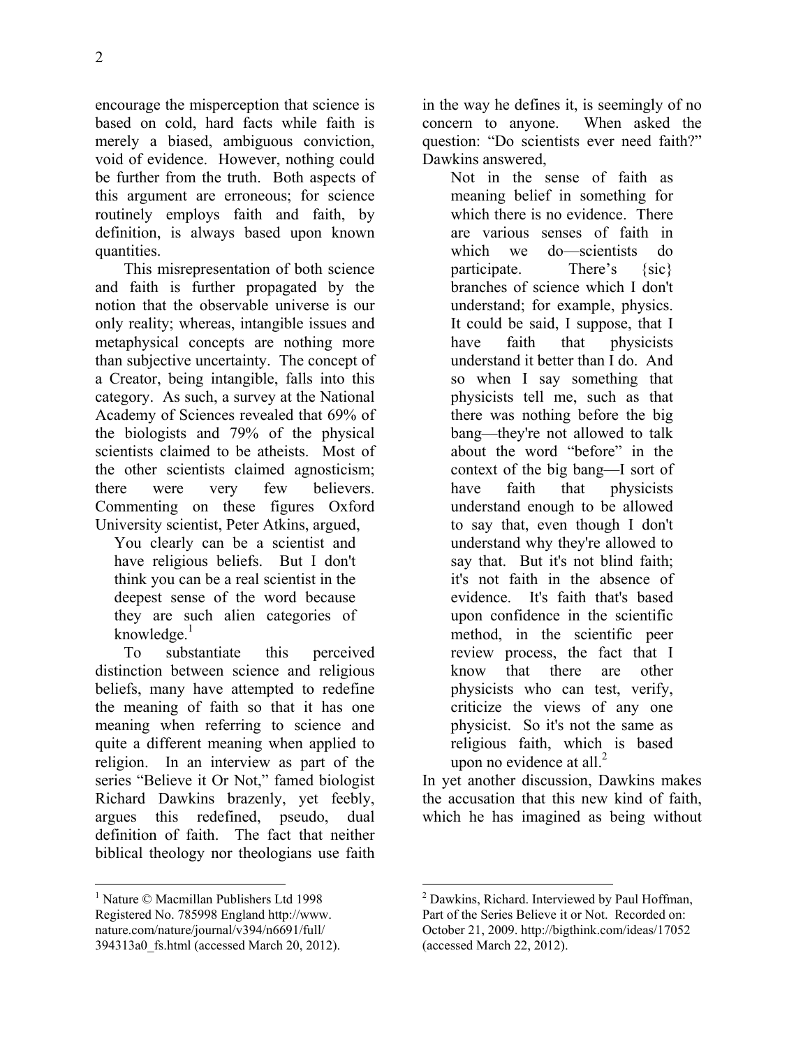encourage the misperception that science is based on cold, hard facts while faith is merely a biased, ambiguous conviction, void of evidence. However, nothing could be further from the truth. Both aspects of this argument are erroneous; for science routinely employs faith and faith, by definition, is always based upon known quantities.

This misrepresentation of both science and faith is further propagated by the notion that the observable universe is our only reality; whereas, intangible issues and metaphysical concepts are nothing more than subjective uncertainty. The concept of a Creator, being intangible, falls into this category. As such, a survey at the National Academy of Sciences revealed that 69% of the biologists and 79% of the physical scientists claimed to be atheists. Most of the other scientists claimed agnosticism; there were very few believers. Commenting on these figures Oxford University scientist, Peter Atkins, argued,

> You clearly can be a scientist and have religious beliefs. But I don't think you can be a real scientist in the deepest sense of the word because they are such alien categories of knowledge.[1]

To substantiate this perceived distinction between science and religious beliefs, many have attempted to redefine the meaning of faith so that it has one meaning when referring to science and quite a different meaning when applied to religion. In an interview as part of the series "Believe it Or Not," famed biologist Richard Dawkins brazenly, yet feebly, argues this redefined, pseudo, dual definition of faith. The fact that neither biblical theology nor theologians use faith in the way he defines it, is seemingly of no concern to anyone. When asked the question: "Do scientists ever need faith?" Dawkins answered,

> Not in the sense of faith as meaning belief in something for which there is no evidence. There are various senses of faith in which we do—scientists do participate. There's {sic} branches of science which I don't understand; for example, physics. It could be said, I suppose, that I have faith that physicists understand it better than I do. And so when I say something that physicists tell me, such as that there was nothing before the big bang—they're not allowed to talk about the word "before" in the context of the big bang—I sort of have faith that physicists understand enough to be allowed to say that, even though I don't understand why they're allowed to say that. But it's not blind faith; it's not faith in the absence of evidence. It's faith that's based upon confidence in the scientific method, in the scientific peer review process, the fact that I know that there are other physicists who can test, verify, criticize the views of any one physicist. So it's not the same as religious faith, which is based upon no evidence at all.[2]

In yet another discussion, Dawkins makes the accusation that this new kind of faith, which he has imagined as being without

---

[1] Nature © Macmillan Publishers Ltd 1998 Registered No. 785998 England http://www.nature.com/nature/journal/v394/n6691/full/394313a0_fs.html (accessed March 20, 2012).

[2] Dawkins, Richard. Interviewed by Paul Hoffman, Part of the Series Believe it or Not. Recorded on: October 21, 2009. http://bigthink.com/ideas/17052 (accessed March 22, 2012).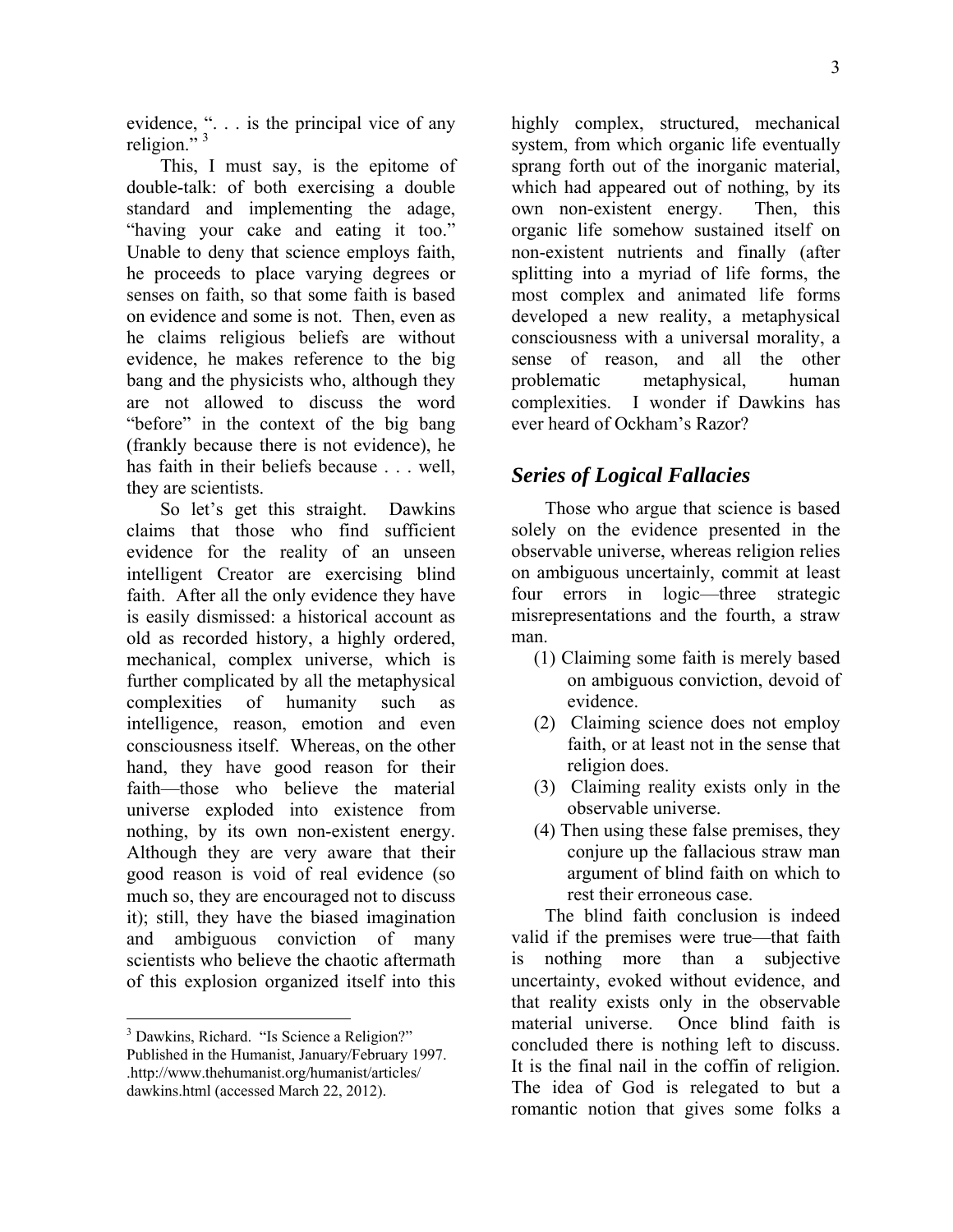evidence, ". . . is the principal vice of any religion."[3]

This, I must say, is the epitome of double-talk: of both exercising a double standard and implementing the adage, "having your cake and eating it too." Unable to deny that science employs faith, he proceeds to place varying degrees or senses on faith, so that some faith is based on evidence and some is not. Then, even as he claims religious beliefs are without evidence, he makes reference to the big bang and the physicists who, although they are not allowed to discuss the word "before" in the context of the big bang (frankly because there is not evidence), he has faith in their beliefs because . . . well, they are scientists.

So let's get this straight. Dawkins claims that those who find sufficient evidence for the reality of an unseen intelligent Creator are exercising blind faith. After all the only evidence they have is easily dismissed: a historical account as old as recorded history, a highly ordered, mechanical, complex universe, which is further complicated by all the metaphysical complexities of humanity such as intelligence, reason, emotion and even consciousness itself. Whereas, on the other hand, they have good reason for their faith—those who believe the material universe exploded into existence from nothing, by its own non-existent energy. Although they are very aware that their good reason is void of real evidence (so much so, they are encouraged not to discuss it); still, they have the biased imagination and ambiguous conviction of many scientists who believe the chaotic aftermath of this explosion organized itself into this highly complex, structured, mechanical system, from which organic life eventually sprang forth out of the inorganic material, which had appeared out of nothing, by its own non-existent energy. Then, this organic life somehow sustained itself on non-existent nutrients and finally (after splitting into a myriad of life forms, the most complex and animated life forms developed a new reality, a metaphysical consciousness with a universal morality, a sense of reason, and all the other problematic metaphysical, human complexities. I wonder if Dawkins has ever heard of Ockham's Razor?

## *Series of Logical Fallacies*

Those who argue that science is based solely on the evidence presented in the observable universe, whereas religion relies on ambiguous uncertainly, commit at least four errors in logic—three strategic misrepresentations and the fourth, a straw man.

(1) Claiming some faith is merely based on ambiguous conviction, devoid of evidence.

(2) Claiming science does not employ faith, or at least not in the sense that religion does.

(3) Claiming reality exists only in the observable universe.

(4) Then using these false premises, they conjure up the fallacious straw man argument of blind faith on which to rest their erroneous case.

The blind faith conclusion is indeed valid if the premises were true—that faith is nothing more than a subjective uncertainty, evoked without evidence, and that reality exists only in the observable material universe. Once blind faith is concluded there is nothing left to discuss. It is the final nail in the coffin of religion. The idea of God is relegated to but a romantic notion that gives some folks a

[3] Dawkins, Richard. "Is Science a Religion?" Published in the Humanist, January/February 1997. .http://www.thehumanist.org/humanist/articles/dawkins.html (accessed March 22, 2012).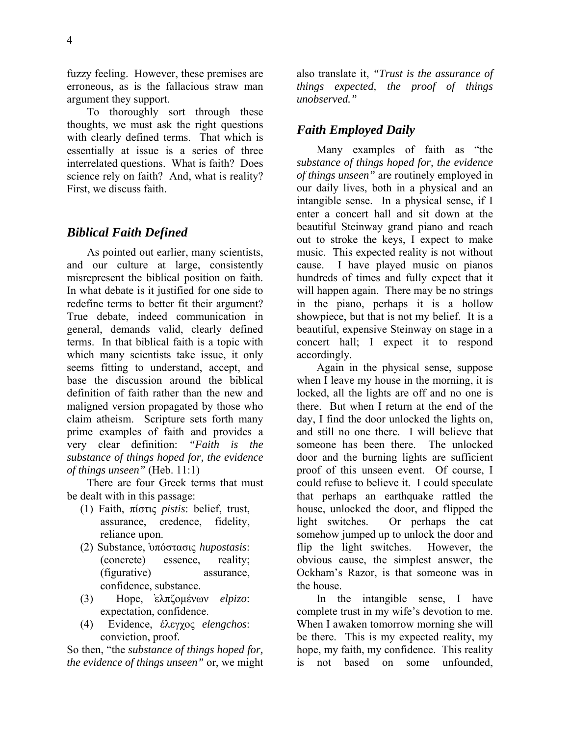fuzzy feeling. However, these premises are erroneous, as is the fallacious straw man argument they support.

To thoroughly sort through these thoughts, we must ask the right questions with clearly defined terms. That which is essentially at issue is a series of three interrelated questions. What is faith? Does science rely on faith? And, what is reality? First, we discuss faith.

## *Biblical Faith Defined*

As pointed out earlier, many scientists, and our culture at large, consistently misrepresent the biblical position on faith. In what debate is it justified for one side to redefine terms to better fit their argument? True debate, indeed communication in general, demands valid, clearly defined terms. In that biblical faith is a topic with which many scientists take issue, it only seems fitting to understand, accept, and base the discussion around the biblical definition of faith rather than the new and maligned version propagated by those who claim atheism. Scripture sets forth many prime examples of faith and provides a very clear definition: *"Faith is the substance of things hoped for, the evidence of things unseen"* (Heb. 11:1)

There are four Greek terms that must be dealt with in this passage:

(1) Faith, πίστις *pistis*: belief, trust, assurance, credence, fidelity, reliance upon.
(2) Substance, ὑπόστασις *hupostasis*: (concrete) essence, reality; (figurative) assurance, confidence, substance.
(3) Hope, ἐλπζομένων *elpizo*: expectation, confidence.
(4) Evidence, ἔλεγχος *elengchos*: conviction, proof.

So then, "the *substance of things hoped for, the evidence of things unseen"* or, we might also translate it, *"Trust is the assurance of things expected, the proof of things unobserved."*

## *Faith Employed Daily*

Many examples of faith as "the *substance of things hoped for, the evidence of things unseen"* are routinely employed in our daily lives, both in a physical and an intangible sense. In a physical sense, if I enter a concert hall and sit down at the beautiful Steinway grand piano and reach out to stroke the keys, I expect to make music. This expected reality is not without cause. I have played music on pianos hundreds of times and fully expect that it will happen again. There may be no strings in the piano, perhaps it is a hollow showpiece, but that is not my belief. It is a beautiful, expensive Steinway on stage in a concert hall; I expect it to respond accordingly.

Again in the physical sense, suppose when I leave my house in the morning, it is locked, all the lights are off and no one is there. But when I return at the end of the day, I find the door unlocked the lights on, and still no one there. I will believe that someone has been there. The unlocked door and the burning lights are sufficient proof of this unseen event. Of course, I could refuse to believe it. I could speculate that perhaps an earthquake rattled the house, unlocked the door, and flipped the light switches. Or perhaps the cat somehow jumped up to unlock the door and flip the light switches. However, the obvious cause, the simplest answer, the Ockham's Razor, is that someone was in the house.

In the intangible sense, I have complete trust in my wife's devotion to me. When I awaken tomorrow morning she will be there. This is my expected reality, my hope, my faith, my confidence. This reality is not based on some unfounded,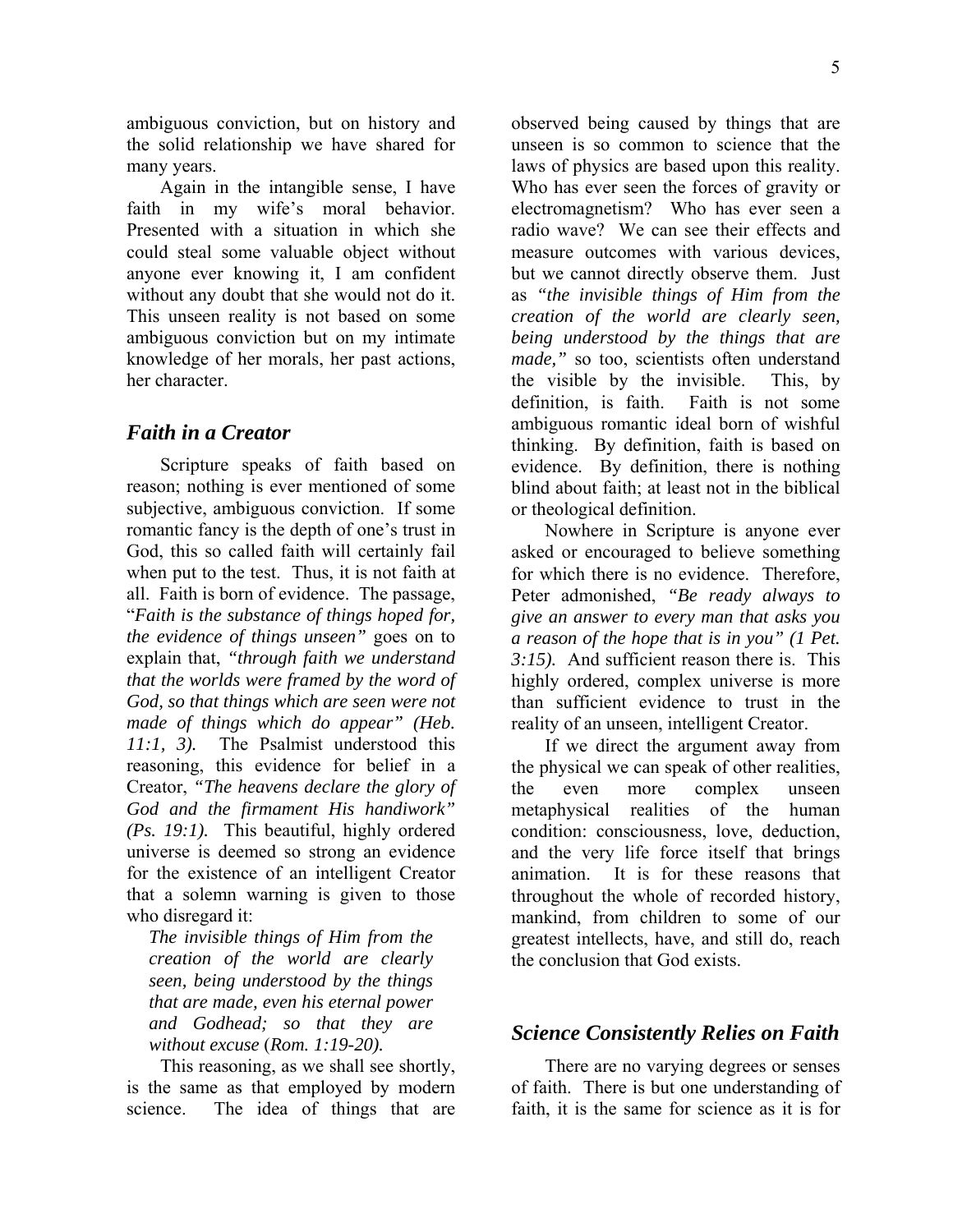ambiguous conviction, but on history and the solid relationship we have shared for many years.

Again in the intangible sense, I have faith in my wife's moral behavior. Presented with a situation in which she could steal some valuable object without anyone ever knowing it, I am confident without any doubt that she would not do it. This unseen reality is not based on some ambiguous conviction but on my intimate knowledge of her morals, her past actions, her character.

## *Faith in a Creator*

Scripture speaks of faith based on reason; nothing is ever mentioned of some subjective, ambiguous conviction. If some romantic fancy is the depth of one's trust in God, this so called faith will certainly fail when put to the test. Thus, it is not faith at all. Faith is born of evidence. The passage, "*Faith is the substance of things hoped for, the evidence of things unseen"* goes on to explain that, *"through faith we understand that the worlds were framed by the word of God, so that things which are seen were not made of things which do appear" (Heb. 11:1, 3).* The Psalmist understood this reasoning, this evidence for belief in a Creator, *"The heavens declare the glory of God and the firmament His handiwork" (Ps. 19:1).* This beautiful, highly ordered universe is deemed so strong an evidence for the existence of an intelligent Creator that a solemn warning is given to those who disregard it:

> *The invisible things of Him from the creation of the world are clearly seen, being understood by the things that are made, even his eternal power and Godhead; so that they are without excuse* (*Rom. 1:19-20).*

This reasoning, as we shall see shortly, is the same as that employed by modern science. The idea of things that are observed being caused by things that are unseen is so common to science that the laws of physics are based upon this reality. Who has ever seen the forces of gravity or electromagnetism? Who has ever seen a radio wave? We can see their effects and measure outcomes with various devices, but we cannot directly observe them. Just as *"the invisible things of Him from the creation of the world are clearly seen, being understood by the things that are made,"* so too, scientists often understand the visible by the invisible. This, by definition, is faith. Faith is not some ambiguous romantic ideal born of wishful thinking. By definition, faith is based on evidence. By definition, there is nothing blind about faith; at least not in the biblical or theological definition.

Nowhere in Scripture is anyone ever asked or encouraged to believe something for which there is no evidence. Therefore, Peter admonished, *"Be ready always to give an answer to every man that asks you a reason of the hope that is in you" (1 Pet. 3:15).* And sufficient reason there is. This highly ordered, complex universe is more than sufficient evidence to trust in the reality of an unseen, intelligent Creator.

If we direct the argument away from the physical we can speak of other realities, the even more complex unseen metaphysical realities of the human condition: consciousness, love, deduction, and the very life force itself that brings animation. It is for these reasons that throughout the whole of recorded history, mankind, from children to some of our greatest intellects, have, and still do, reach the conclusion that God exists.

## *Science Consistently Relies on Faith*

There are no varying degrees or senses of faith. There is but one understanding of faith, it is the same for science as it is for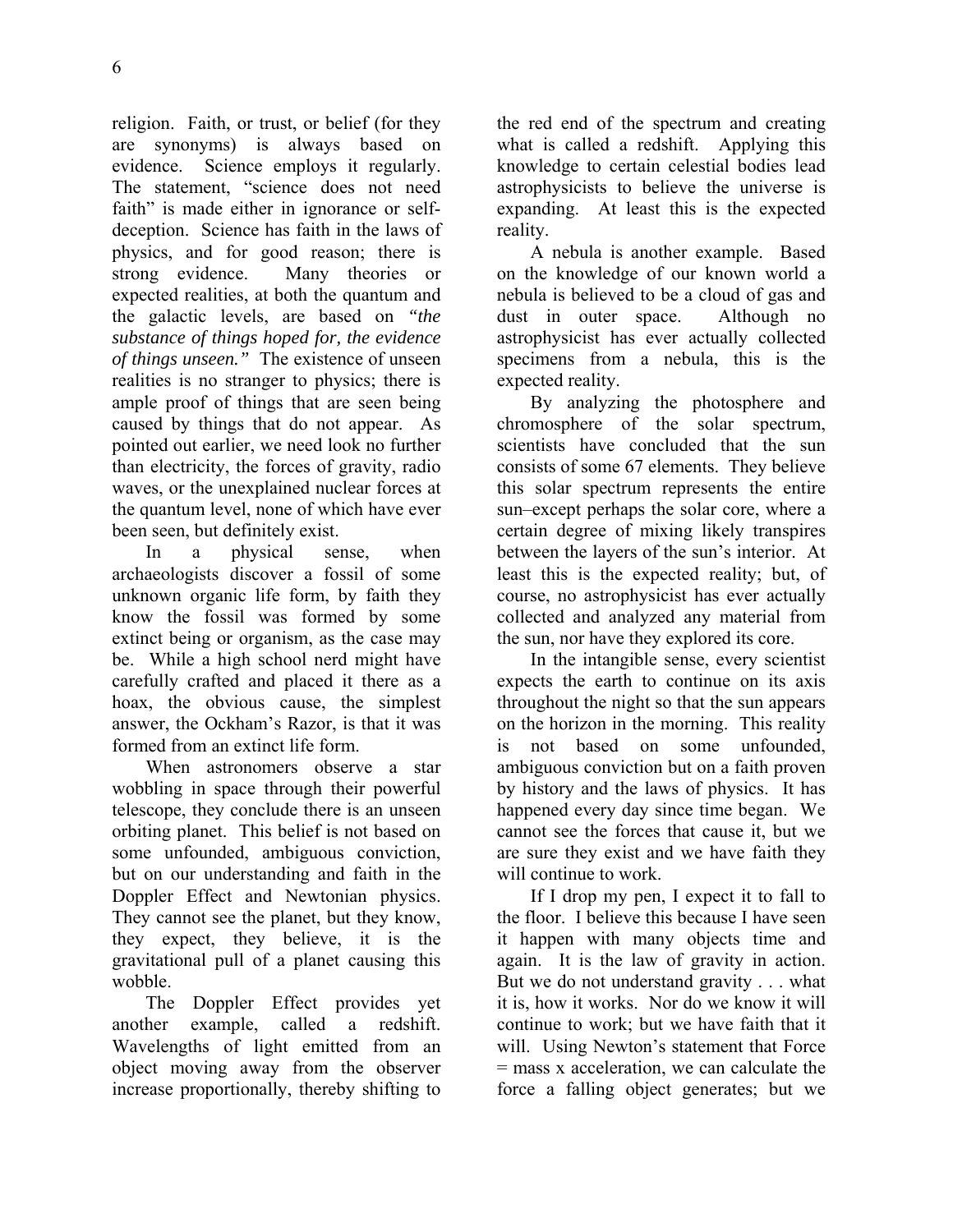religion. Faith, or trust, or belief (for they are synonyms) is always based on evidence. Science employs it regularly. The statement, "science does not need faith" is made either in ignorance or self-deception. Science has faith in the laws of physics, and for good reason; there is strong evidence. Many theories or expected realities, at both the quantum and the galactic levels, are based on *"the substance of things hoped for, the evidence of things unseen."* The existence of unseen realities is no stranger to physics; there is ample proof of things that are seen being caused by things that do not appear. As pointed out earlier, we need look no further than electricity, the forces of gravity, radio waves, or the unexplained nuclear forces at the quantum level, none of which have ever been seen, but definitely exist.

In a physical sense, when archaeologists discover a fossil of some unknown organic life form, by faith they know the fossil was formed by some extinct being or organism, as the case may be. While a high school nerd might have carefully crafted and placed it there as a hoax, the obvious cause, the simplest answer, the Ockham's Razor, is that it was formed from an extinct life form.

When astronomers observe a star wobbling in space through their powerful telescope, they conclude there is an unseen orbiting planet. This belief is not based on some unfounded, ambiguous conviction, but on our understanding and faith in the Doppler Effect and Newtonian physics. They cannot see the planet, but they know, they expect, they believe, it is the gravitational pull of a planet causing this wobble.

The Doppler Effect provides yet another example, called a redshift. Wavelengths of light emitted from an object moving away from the observer increase proportionally, thereby shifting to the red end of the spectrum and creating what is called a redshift. Applying this knowledge to certain celestial bodies lead astrophysicists to believe the universe is expanding. At least this is the expected reality.

A nebula is another example. Based on the knowledge of our known world a nebula is believed to be a cloud of gas and dust in outer space. Although no astrophysicist has ever actually collected specimens from a nebula, this is the expected reality.

By analyzing the photosphere and chromosphere of the solar spectrum, scientists have concluded that the sun consists of some 67 elements. They believe this solar spectrum represents the entire sun–except perhaps the solar core, where a certain degree of mixing likely transpires between the layers of the sun's interior. At least this is the expected reality; but, of course, no astrophysicist has ever actually collected and analyzed any material from the sun, nor have they explored its core.

In the intangible sense, every scientist expects the earth to continue on its axis throughout the night so that the sun appears on the horizon in the morning. This reality is not based on some unfounded, ambiguous conviction but on a faith proven by history and the laws of physics. It has happened every day since time began. We cannot see the forces that cause it, but we are sure they exist and we have faith they will continue to work.

If I drop my pen, I expect it to fall to the floor. I believe this because I have seen it happen with many objects time and again. It is the law of gravity in action. But we do not understand gravity . . . what it is, how it works. Nor do we know it will continue to work; but we have faith that it will. Using Newton's statement that Force = mass x acceleration, we can calculate the force a falling object generates; but we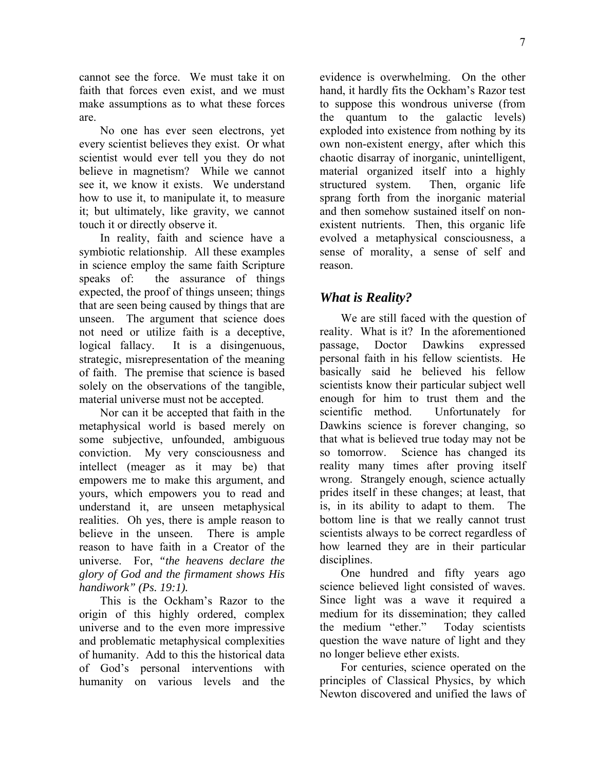cannot see the force. We must take it on faith that forces even exist, and we must make assumptions as to what these forces are.

No one has ever seen electrons, yet every scientist believes they exist. Or what scientist would ever tell you they do not believe in magnetism? While we cannot see it, we know it exists. We understand how to use it, to manipulate it, to measure it; but ultimately, like gravity, we cannot touch it or directly observe it.

In reality, faith and science have a symbiotic relationship. All these examples in science employ the same faith Scripture speaks of: the assurance of things expected, the proof of things unseen; things that are seen being caused by things that are unseen. The argument that science does not need or utilize faith is a deceptive, logical fallacy. It is a disingenuous, strategic, misrepresentation of the meaning of faith. The premise that science is based solely on the observations of the tangible, material universe must not be accepted.

Nor can it be accepted that faith in the metaphysical world is based merely on some subjective, unfounded, ambiguous conviction. My very consciousness and intellect (meager as it may be) that empowers me to make this argument, and yours, which empowers you to read and understand it, are unseen metaphysical realities. Oh yes, there is ample reason to believe in the unseen. There is ample reason to have faith in a Creator of the universe. For, *"the heavens declare the glory of God and the firmament shows His handiwork" (Ps. 19:1).*

This is the Ockham's Razor to the origin of this highly ordered, complex universe and to the even more impressive and problematic metaphysical complexities of humanity. Add to this the historical data of God's personal interventions with humanity on various levels and the evidence is overwhelming. On the other hand, it hardly fits the Ockham's Razor test to suppose this wondrous universe (from the quantum to the galactic levels) exploded into existence from nothing by its own non-existent energy, after which this chaotic disarray of inorganic, unintelligent, material organized itself into a highly structured system. Then, organic life sprang forth from the inorganic material and then somehow sustained itself on non-existent nutrients. Then, this organic life evolved a metaphysical consciousness, a sense of morality, a sense of self and reason.

## *What is Reality?*

We are still faced with the question of reality. What is it? In the aforementioned passage, Doctor Dawkins expressed personal faith in his fellow scientists. He basically said he believed his fellow scientists know their particular subject well enough for him to trust them and the scientific method. Unfortunately for Dawkins science is forever changing, so that what is believed true today may not be so tomorrow. Science has changed its reality many times after proving itself wrong. Strangely enough, science actually prides itself in these changes; at least, that is, in its ability to adapt to them. The bottom line is that we really cannot trust scientists always to be correct regardless of how learned they are in their particular disciplines.

One hundred and fifty years ago science believed light consisted of waves. Since light was a wave it required a medium for its dissemination; they called the medium "ether." Today scientists question the wave nature of light and they no longer believe ether exists.

For centuries, science operated on the principles of Classical Physics, by which Newton discovered and unified the laws of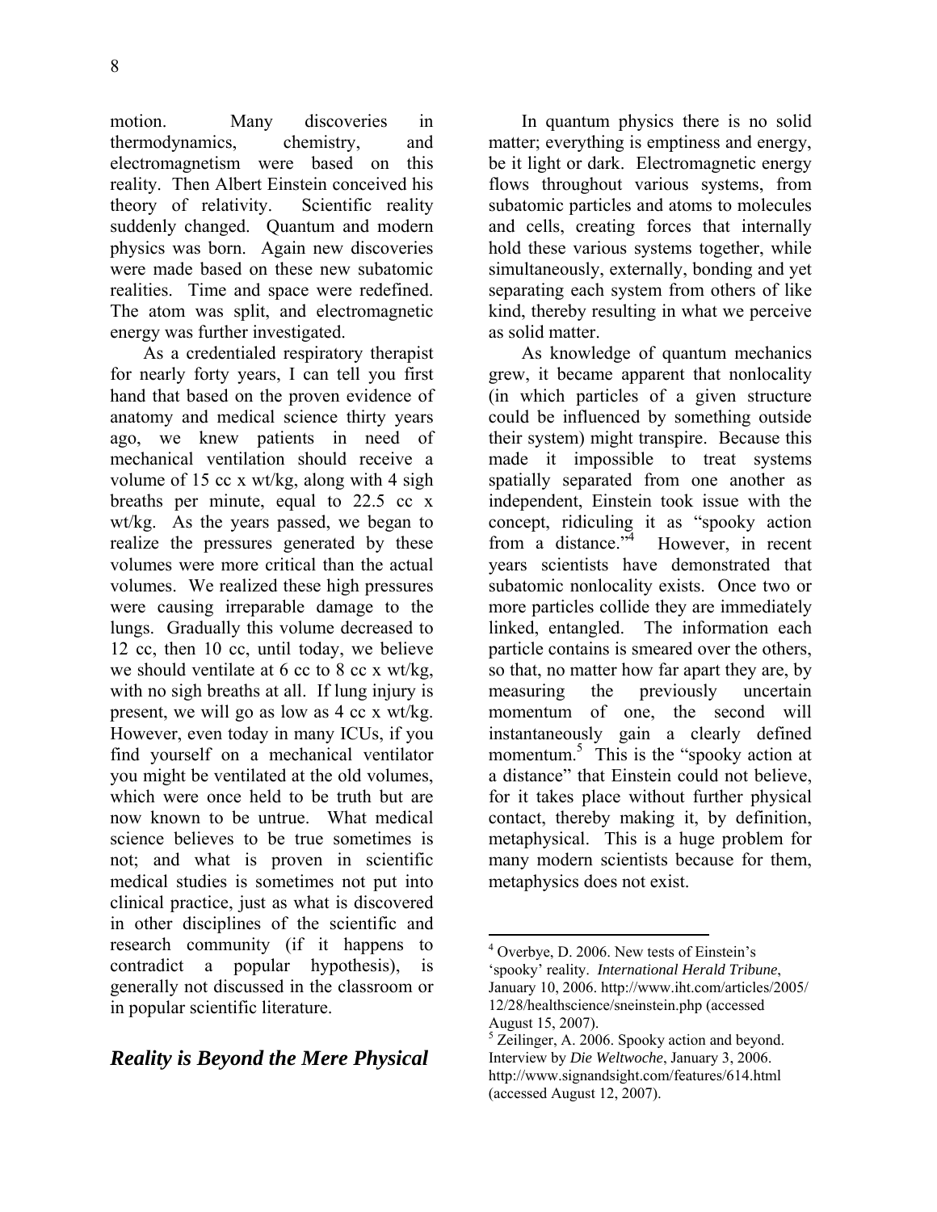motion. Many discoveries in thermodynamics, chemistry, and electromagnetism were based on this reality. Then Albert Einstein conceived his theory of relativity. Scientific reality suddenly changed. Quantum and modern physics was born. Again new discoveries were made based on these new subatomic realities. Time and space were redefined. The atom was split, and electromagnetic energy was further investigated.

As a credentialed respiratory therapist for nearly forty years, I can tell you first hand that based on the proven evidence of anatomy and medical science thirty years ago, we knew patients in need of mechanical ventilation should receive a volume of 15 cc x wt/kg, along with 4 sigh breaths per minute, equal to 22.5 cc x wt/kg. As the years passed, we began to realize the pressures generated by these volumes were more critical than the actual volumes. We realized these high pressures were causing irreparable damage to the lungs. Gradually this volume decreased to 12 cc, then 10 cc, until today, we believe we should ventilate at 6 cc to 8 cc x wt/kg, with no sigh breaths at all. If lung injury is present, we will go as low as 4 cc x wt/kg. However, even today in many ICUs, if you find yourself on a mechanical ventilator you might be ventilated at the old volumes, which were once held to be truth but are now known to be untrue. What medical science believes to be true sometimes is not; and what is proven in scientific medical studies is sometimes not put into clinical practice, just as what is discovered in other disciplines of the scientific and research community (if it happens to contradict a popular hypothesis), is generally not discussed in the classroom or in popular scientific literature.

## *Reality is Beyond the Mere Physical*

In quantum physics there is no solid matter; everything is emptiness and energy, be it light or dark. Electromagnetic energy flows throughout various systems, from subatomic particles and atoms to molecules and cells, creating forces that internally hold these various systems together, while simultaneously, externally, bonding and yet separating each system from others of like kind, thereby resulting in what we perceive as solid matter.

As knowledge of quantum mechanics grew, it became apparent that nonlocality (in which particles of a given structure could be influenced by something outside their system) might transpire. Because this made it impossible to treat systems spatially separated from one another as independent, Einstein took issue with the concept, ridiculing it as "spooky action from a distance."[4] However, in recent years scientists have demonstrated that subatomic nonlocality exists. Once two or more particles collide they are immediately linked, entangled. The information each particle contains is smeared over the others, so that, no matter how far apart they are, by measuring the previously uncertain momentum of one, the second will instantaneously gain a clearly defined momentum.[5] This is the "spooky action at a distance" that Einstein could not believe, for it takes place without further physical contact, thereby making it, by definition, metaphysical. This is a huge problem for many modern scientists because for them, metaphysics does not exist.

---

[4] Overbye, D. 2006. New tests of Einstein's 'spooky' reality. *International Herald Tribune*, January 10, 2006. http://www.iht.com/articles/2005/12/28/healthscience/sneinstein.php (accessed August 15, 2007).

[5] Zeilinger, A. 2006. Spooky action and beyond. Interview by *Die Weltwoche*, January 3, 2006. http://www.signandsight.com/features/614.html (accessed August 12, 2007).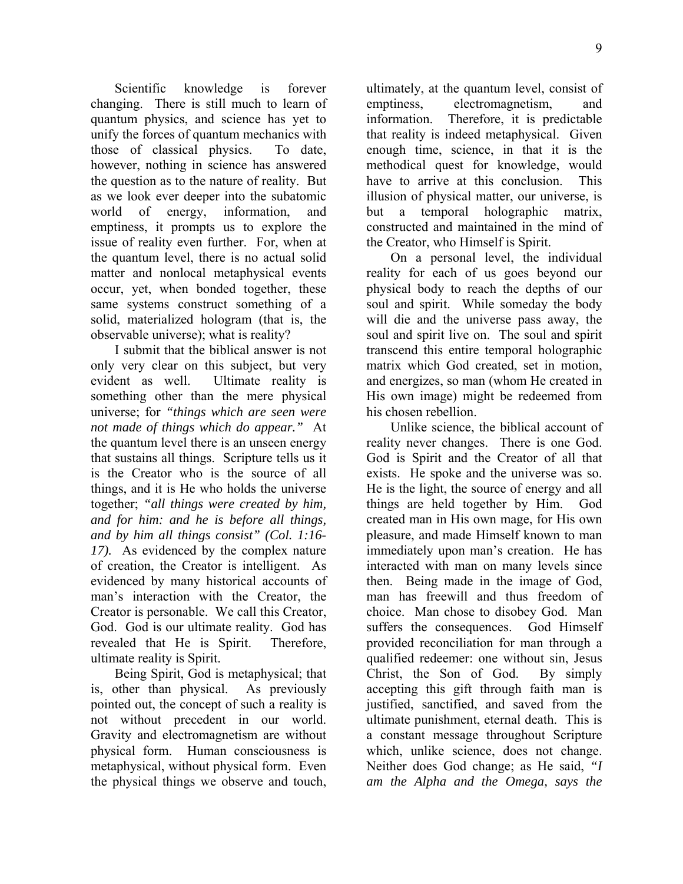Scientific knowledge is forever changing. There is still much to learn of quantum physics, and science has yet to unify the forces of quantum mechanics with those of classical physics. To date, however, nothing in science has answered the question as to the nature of reality. But as we look ever deeper into the subatomic world of energy, information, and emptiness, it prompts us to explore the issue of reality even further. For, when at the quantum level, there is no actual solid matter and nonlocal metaphysical events occur, yet, when bonded together, these same systems construct something of a solid, materialized hologram (that is, the observable universe); what is reality?

I submit that the biblical answer is not only very clear on this subject, but very evident as well. Ultimate reality is something other than the mere physical universe; for *"things which are seen were not made of things which do appear."* At the quantum level there is an unseen energy that sustains all things. Scripture tells us it is the Creator who is the source of all things, and it is He who holds the universe together; *"all things were created by him, and for him: and he is before all things, and by him all things consist" (Col. 1:16-17).* As evidenced by the complex nature of creation, the Creator is intelligent. As evidenced by many historical accounts of man's interaction with the Creator, the Creator is personable. We call this Creator, God. God is our ultimate reality. God has revealed that He is Spirit. Therefore, ultimate reality is Spirit.

Being Spirit, God is metaphysical; that is, other than physical. As previously pointed out, the concept of such a reality is not without precedent in our world. Gravity and electromagnetism are without physical form. Human consciousness is metaphysical, without physical form. Even the physical things we observe and touch, ultimately, at the quantum level, consist of emptiness, electromagnetism, and information. Therefore, it is predictable that reality is indeed metaphysical. Given enough time, science, in that it is the methodical quest for knowledge, would have to arrive at this conclusion. This illusion of physical matter, our universe, is but a temporal holographic matrix, constructed and maintained in the mind of the Creator, who Himself is Spirit.

On a personal level, the individual reality for each of us goes beyond our physical body to reach the depths of our soul and spirit. While someday the body will die and the universe pass away, the soul and spirit live on. The soul and spirit transcend this entire temporal holographic matrix which God created, set in motion, and energizes, so man (whom He created in His own image) might be redeemed from his chosen rebellion.

Unlike science, the biblical account of reality never changes. There is one God. God is Spirit and the Creator of all that exists. He spoke and the universe was so. He is the light, the source of energy and all things are held together by Him. God created man in His own mage, for His own pleasure, and made Himself known to man immediately upon man's creation. He has interacted with man on many levels since then. Being made in the image of God, man has freewill and thus freedom of choice. Man chose to disobey God. Man suffers the consequences. God Himself provided reconciliation for man through a qualified redeemer: one without sin, Jesus Christ, the Son of God. By simply accepting this gift through faith man is justified, sanctified, and saved from the ultimate punishment, eternal death. This is a constant message throughout Scripture which, unlike science, does not change. Neither does God change; as He said, *"I am the Alpha and the Omega, says the*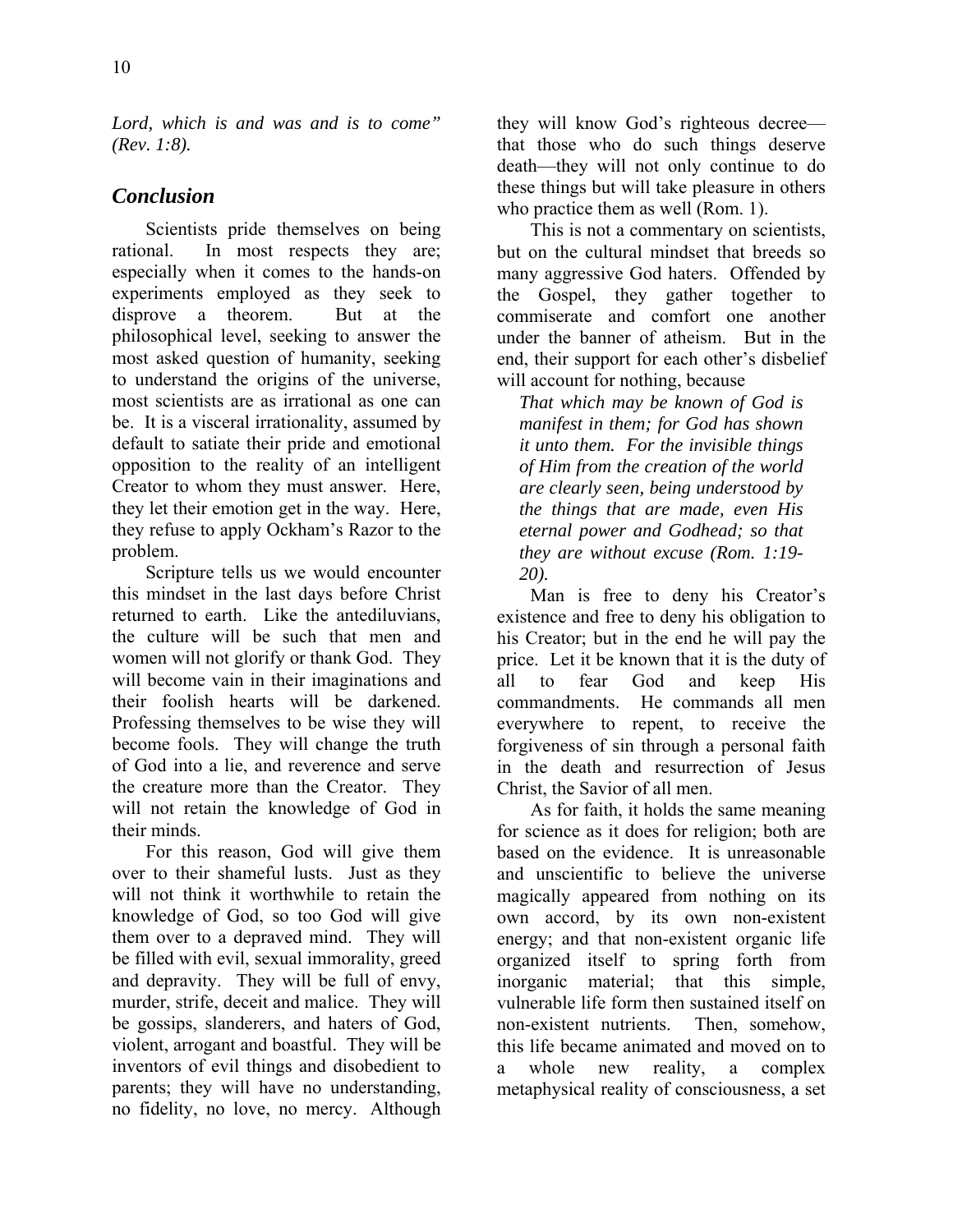*Lord, which is and was and is to come" (Rev. 1:8).*

## *Conclusion*

Scientists pride themselves on being rational. In most respects they are; especially when it comes to the hands-on experiments employed as they seek to disprove a theorem. But at the philosophical level, seeking to answer the most asked question of humanity, seeking to understand the origins of the universe, most scientists are as irrational as one can be. It is a visceral irrationality, assumed by default to satiate their pride and emotional opposition to the reality of an intelligent Creator to whom they must answer. Here, they let their emotion get in the way. Here, they refuse to apply Ockham's Razor to the problem.

Scripture tells us we would encounter this mindset in the last days before Christ returned to earth. Like the antediluvians, the culture will be such that men and women will not glorify or thank God. They will become vain in their imaginations and their foolish hearts will be darkened. Professing themselves to be wise they will become fools. They will change the truth of God into a lie, and reverence and serve the creature more than the Creator. They will not retain the knowledge of God in their minds.

For this reason, God will give them over to their shameful lusts. Just as they will not think it worthwhile to retain the knowledge of God, so too God will give them over to a depraved mind. They will be filled with evil, sexual immorality, greed and depravity. They will be full of envy, murder, strife, deceit and malice. They will be gossips, slanderers, and haters of God, violent, arrogant and boastful. They will be inventors of evil things and disobedient to parents; they will have no understanding, no fidelity, no love, no mercy. Although they will know God's righteous decree—that those who do such things deserve death—they will not only continue to do these things but will take pleasure in others who practice them as well (Rom. 1).

This is not a commentary on scientists, but on the cultural mindset that breeds so many aggressive God haters. Offended by the Gospel, they gather together to commiserate and comfort one another under the banner of atheism. But in the end, their support for each other's disbelief will account for nothing, because

> *That which may be known of God is manifest in them; for God has shown it unto them. For the invisible things of Him from the creation of the world are clearly seen, being understood by the things that are made, even His eternal power and Godhead; so that they are without excuse (Rom. 1:19-20).*

Man is free to deny his Creator's existence and free to deny his obligation to his Creator; but in the end he will pay the price. Let it be known that it is the duty of all to fear God and keep His commandments. He commands all men everywhere to repent, to receive the forgiveness of sin through a personal faith in the death and resurrection of Jesus Christ, the Savior of all men.

As for faith, it holds the same meaning for science as it does for religion; both are based on the evidence. It is unreasonable and unscientific to believe the universe magically appeared from nothing on its own accord, by its own non-existent energy; and that non-existent organic life organized itself to spring forth from inorganic material; that this simple, vulnerable life form then sustained itself on non-existent nutrients. Then, somehow, this life became animated and moved on to a whole new reality, a complex metaphysical reality of consciousness, a set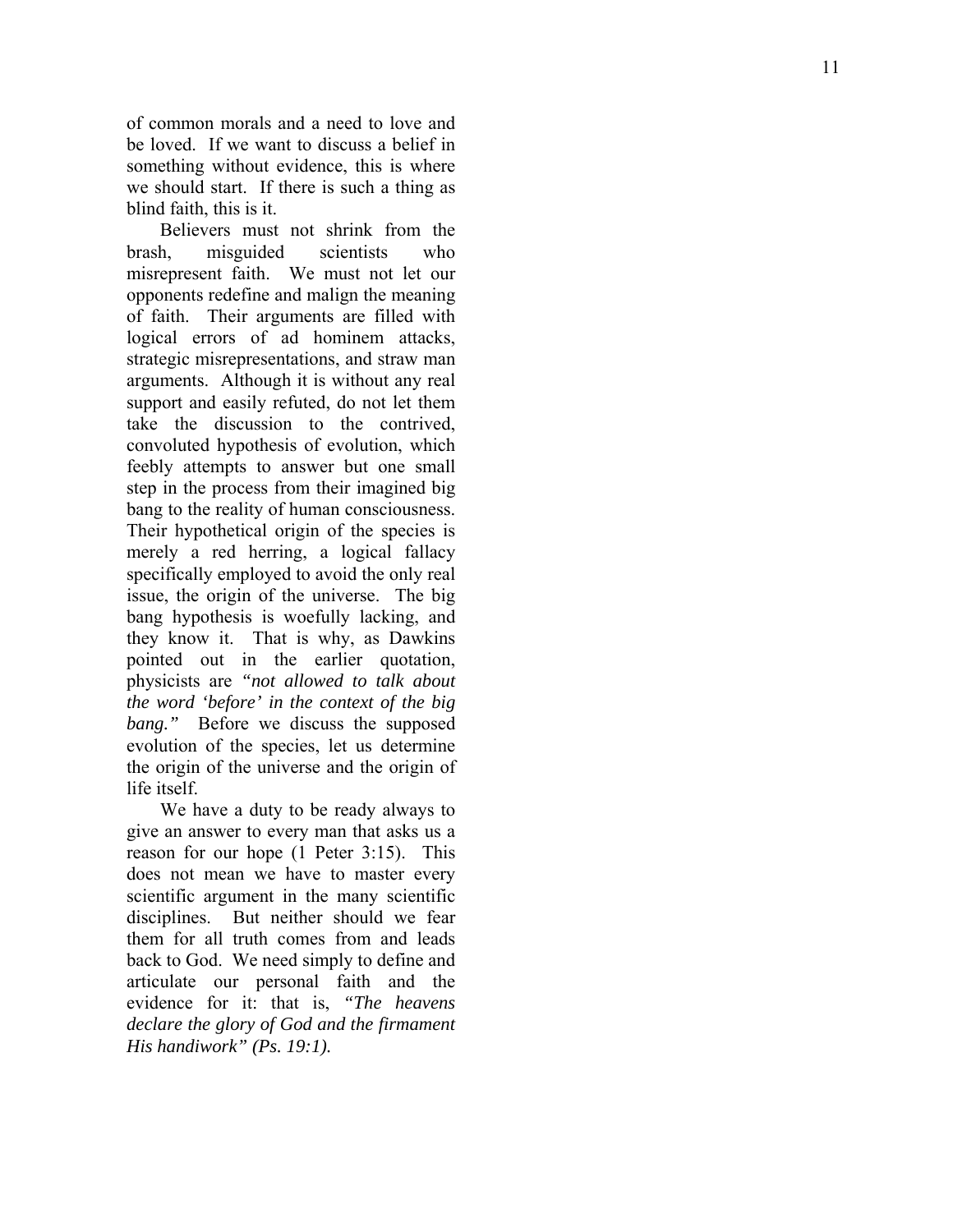of common morals and a need to love and be loved. If we want to discuss a belief in something without evidence, this is where we should start. If there is such a thing as blind faith, this is it.

Believers must not shrink from the brash, misguided scientists who misrepresent faith. We must not let our opponents redefine and malign the meaning of faith. Their arguments are filled with logical errors of ad hominem attacks, strategic misrepresentations, and straw man arguments. Although it is without any real support and easily refuted, do not let them take the discussion to the contrived, convoluted hypothesis of evolution, which feebly attempts to answer but one small step in the process from their imagined big bang to the reality of human consciousness. Their hypothetical origin of the species is merely a red herring, a logical fallacy specifically employed to avoid the only real issue, the origin of the universe. The big bang hypothesis is woefully lacking, and they know it. That is why, as Dawkins pointed out in the earlier quotation, physicists are *"not allowed to talk about the word 'before' in the context of the big bang."* Before we discuss the supposed evolution of the species, let us determine the origin of the universe and the origin of life itself.

We have a duty to be ready always to give an answer to every man that asks us a reason for our hope (1 Peter 3:15). This does not mean we have to master every scientific argument in the many scientific disciplines. But neither should we fear them for all truth comes from and leads back to God. We need simply to define and articulate our personal faith and the evidence for it: that is, *"The heavens declare the glory of God and the firmament His handiwork" (Ps. 19:1).*